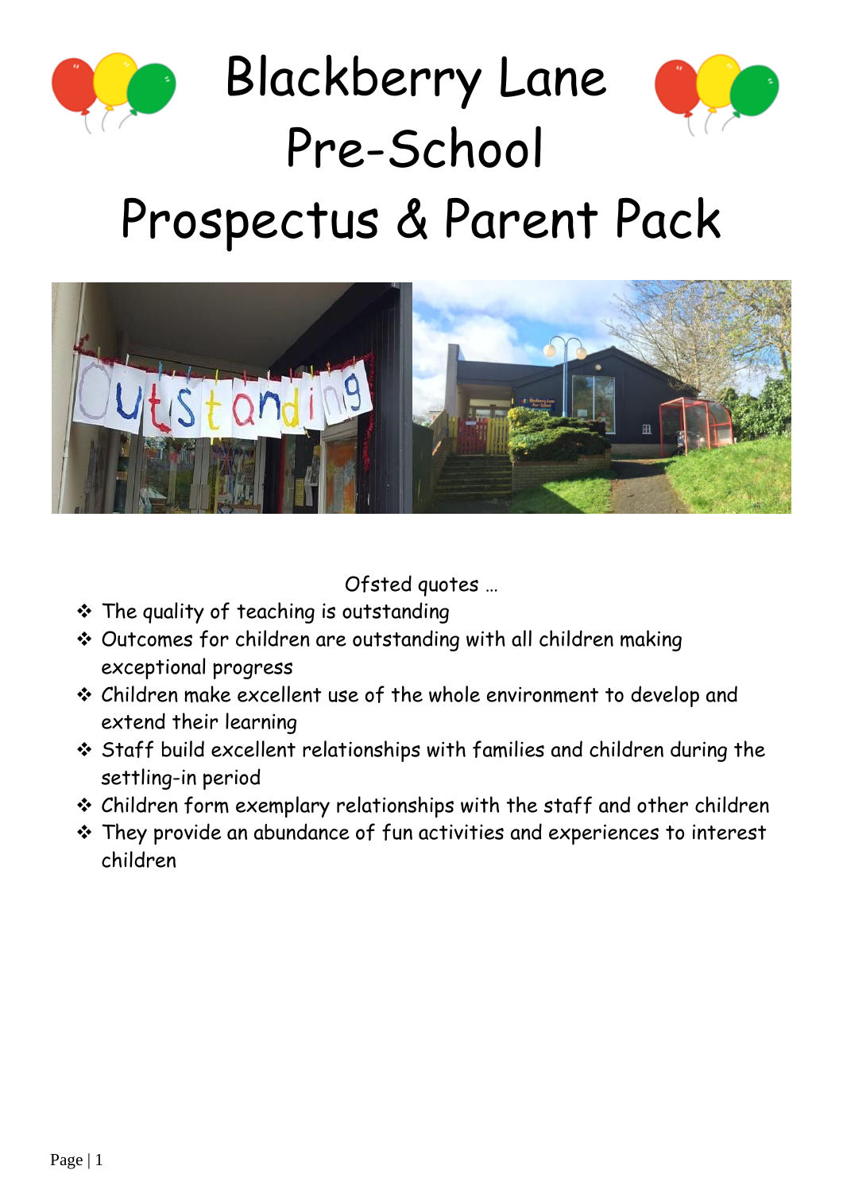# Blackberry Lane Pre-School

# Prospectus & Parent Pack

Ofsted quotes …

- The quality of teaching is outstanding
- Outcomes for children are outstanding with all children making exceptional progress
- Children make excellent use of the whole environment to develop and extend their learning
- Staff build excellent relationships with families and children during the settling-in period
- Children form exemplary relationships with the staff and other children
- They provide an abundance of fun activities and experiences to interest children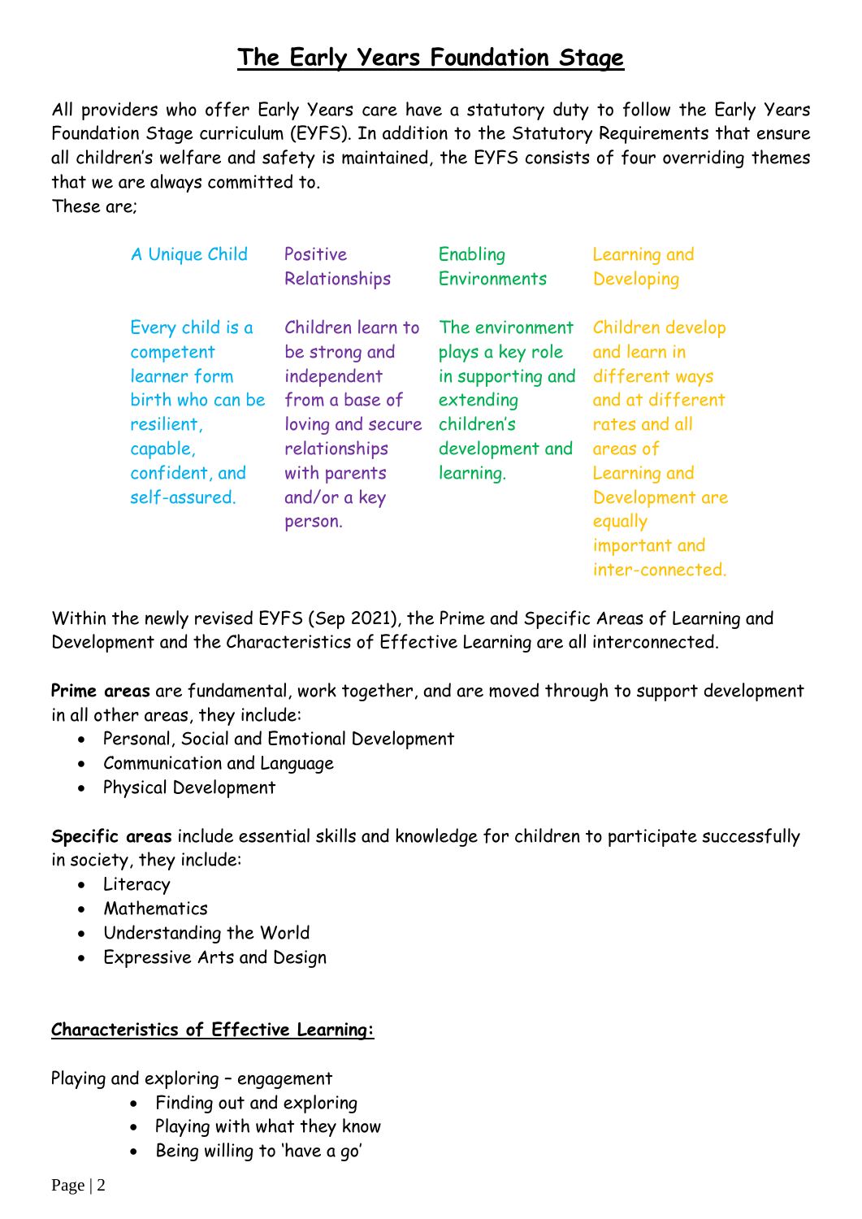# The Early Years Foundation Stage

All providers who offer Early Years care have a statutory duty to follow the Early Years Foundation Stage curriculum (EYFS). In addition to the Statutory Requirements that ensure all children's welfare and safety is maintained, the EYFS consists of four overriding themes that we are always committed to.
These are;

| A Unique Child | Positive Relationships | Enabling Environments | Learning and Developing |
|---|---|---|---|
| Every child is a competent learner form birth who can be resilient, capable, confident, and self-assured. | Children learn to be strong and independent from a base of loving and secure relationships with parents and/or a key person. | The environment plays a key role in supporting and extending children's development and learning. | Children develop and learn in different ways and at different rates and all areas of Learning and Development are equally important and inter-connected. |

Within the newly revised EYFS (Sep 2021), the Prime and Specific Areas of Learning and Development and the Characteristics of Effective Learning are all interconnected.

**Prime areas** are fundamental, work together, and are moved through to support development in all other areas, they include:

- Personal, Social and Emotional Development
- Communication and Language
- Physical Development

**Specific areas** include essential skills and knowledge for children to participate successfully in society, they include:

- Literacy
- Mathematics
- Understanding the World
- Expressive Arts and Design

**Characteristics of Effective Learning:**

Playing and exploring – engagement

- Finding out and exploring
- Playing with what they know
- Being willing to 'have a go'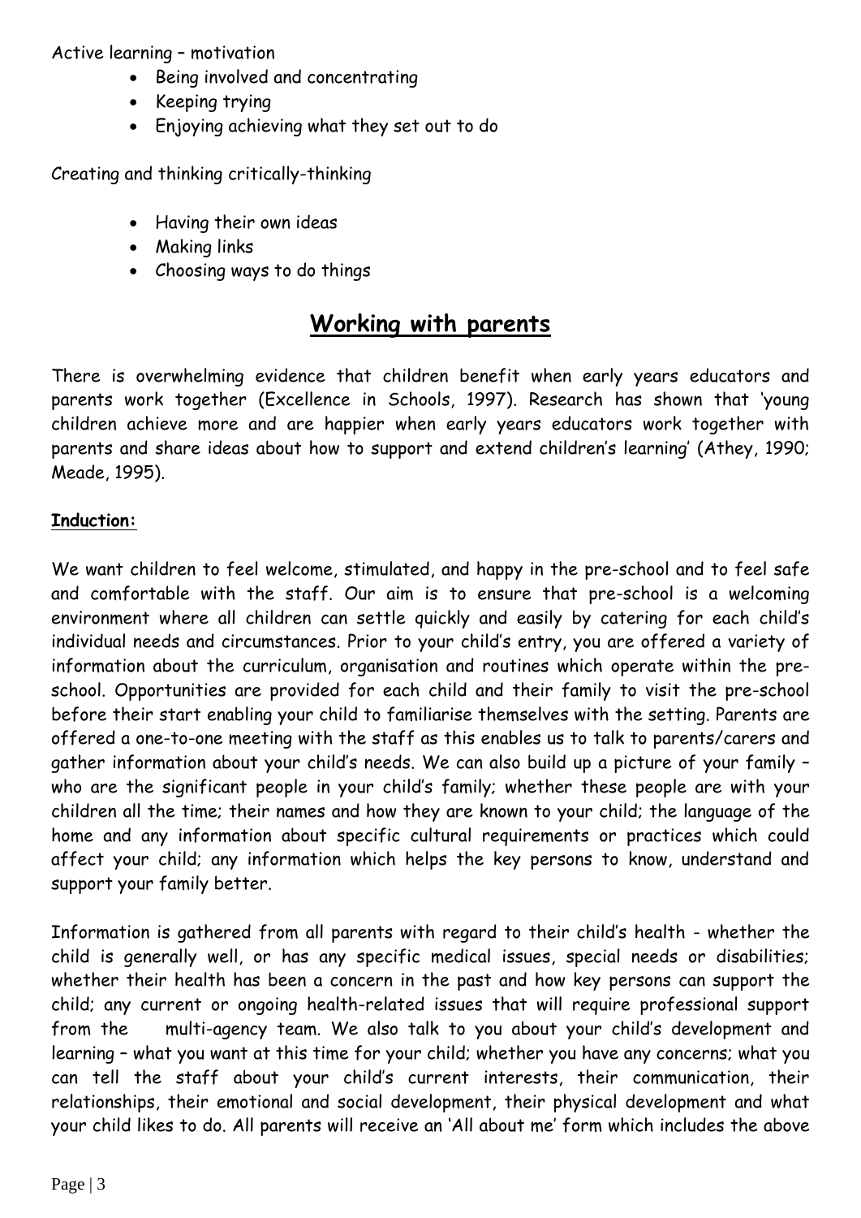Active learning – motivation

- Being involved and concentrating
- Keeping trying
- Enjoying achieving what they set out to do

Creating and thinking critically-thinking

- Having their own ideas
- Making links
- Choosing ways to do things

## Working with parents

There is overwhelming evidence that children benefit when early years educators and parents work together (Excellence in Schools, 1997). Research has shown that 'young children achieve more and are happier when early years educators work together with parents and share ideas about how to support and extend children's learning' (Athey, 1990; Meade, 1995).

**Induction:**

We want children to feel welcome, stimulated, and happy in the pre-school and to feel safe and comfortable with the staff. Our aim is to ensure that pre-school is a welcoming environment where all children can settle quickly and easily by catering for each child's individual needs and circumstances. Prior to your child's entry, you are offered a variety of information about the curriculum, organisation and routines which operate within the pre-school. Opportunities are provided for each child and their family to visit the pre-school before their start enabling your child to familiarise themselves with the setting. Parents are offered a one-to-one meeting with the staff as this enables us to talk to parents/carers and gather information about your child's needs. We can also build up a picture of your family – who are the significant people in your child's family; whether these people are with your children all the time; their names and how they are known to your child; the language of the home and any information about specific cultural requirements or practices which could affect your child; any information which helps the key persons to know, understand and support your family better.

Information is gathered from all parents with regard to their child's health - whether the child is generally well, or has any specific medical issues, special needs or disabilities; whether their health has been a concern in the past and how key persons can support the child; any current or ongoing health-related issues that will require professional support from the multi-agency team. We also talk to you about your child's development and learning – what you want at this time for your child; whether you have any concerns; what you can tell the staff about your child's current interests, their communication, their relationships, their emotional and social development, their physical development and what your child likes to do. All parents will receive an 'All about me' form which includes the above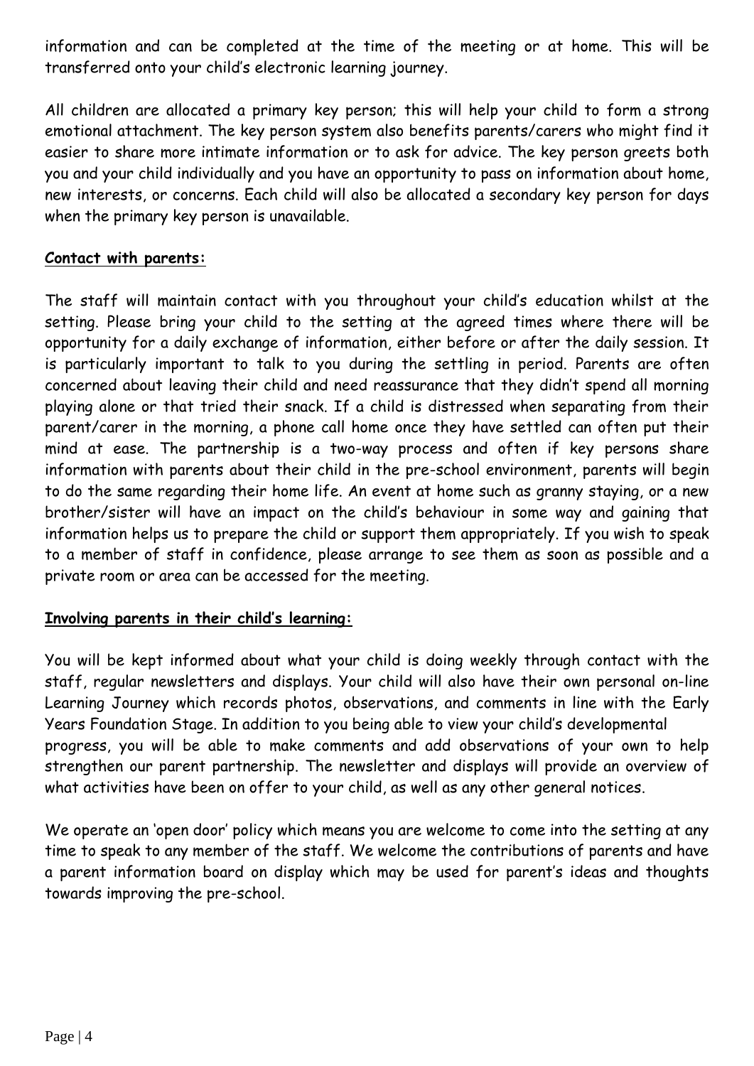information and can be completed at the time of the meeting or at home. This will be transferred onto your child's electronic learning journey.

All children are allocated a primary key person; this will help your child to form a strong emotional attachment. The key person system also benefits parents/carers who might find it easier to share more intimate information or to ask for advice. The key person greets both you and your child individually and you have an opportunity to pass on information about home, new interests, or concerns. Each child will also be allocated a secondary key person for days when the primary key person is unavailable.

**Contact with parents:**

The staff will maintain contact with you throughout your child's education whilst at the setting. Please bring your child to the setting at the agreed times where there will be opportunity for a daily exchange of information, either before or after the daily session. It is particularly important to talk to you during the settling in period. Parents are often concerned about leaving their child and need reassurance that they didn't spend all morning playing alone or that tried their snack. If a child is distressed when separating from their parent/carer in the morning, a phone call home once they have settled can often put their mind at ease. The partnership is a two-way process and often if key persons share information with parents about their child in the pre-school environment, parents will begin to do the same regarding their home life. An event at home such as granny staying, or a new brother/sister will have an impact on the child's behaviour in some way and gaining that information helps us to prepare the child or support them appropriately. If you wish to speak to a member of staff in confidence, please arrange to see them as soon as possible and a private room or area can be accessed for the meeting.

**Involving parents in their child's learning:**

You will be kept informed about what your child is doing weekly through contact with the staff, regular newsletters and displays. Your child will also have their own personal on-line Learning Journey which records photos, observations, and comments in line with the Early Years Foundation Stage. In addition to you being able to view your child's developmental progress, you will be able to make comments and add observations of your own to help strengthen our parent partnership. The newsletter and displays will provide an overview of what activities have been on offer to your child, as well as any other general notices.

We operate an 'open door' policy which means you are welcome to come into the setting at any time to speak to any member of the staff. We welcome the contributions of parents and have a parent information board on display which may be used for parent's ideas and thoughts towards improving the pre-school.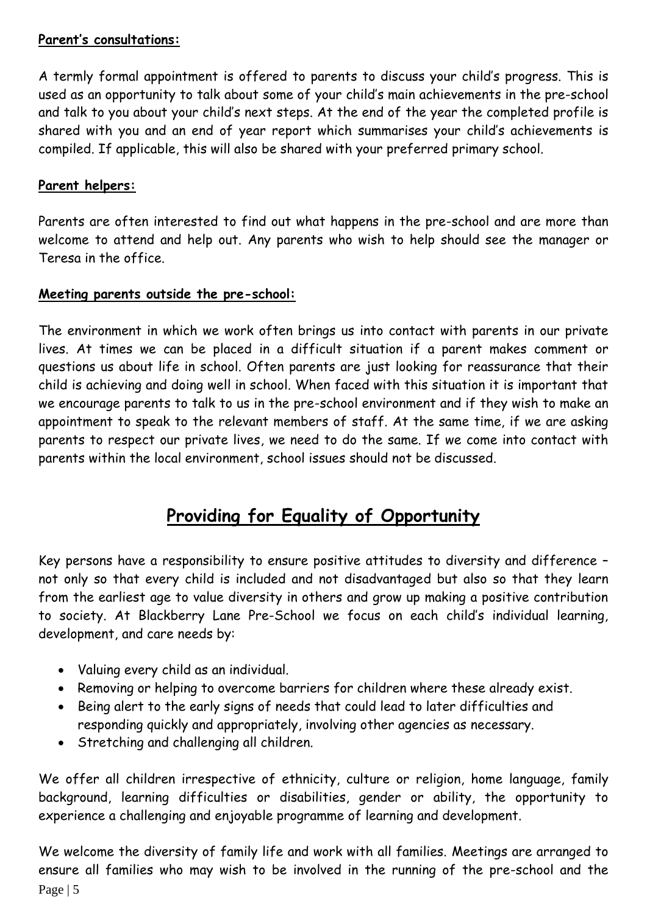**Parent's consultations:**

A termly formal appointment is offered to parents to discuss your child's progress. This is used as an opportunity to talk about some of your child's main achievements in the pre-school and talk to you about your child's next steps. At the end of the year the completed profile is shared with you and an end of year report which summarises your child's achievements is compiled. If applicable, this will also be shared with your preferred primary school.

**Parent helpers:**

Parents are often interested to find out what happens in the pre-school and are more than welcome to attend and help out. Any parents who wish to help should see the manager or Teresa in the office.

**Meeting parents outside the pre-school:**

The environment in which we work often brings us into contact with parents in our private lives. At times we can be placed in a difficult situation if a parent makes comment or questions us about life in school. Often parents are just looking for reassurance that their child is achieving and doing well in school. When faced with this situation it is important that we encourage parents to talk to us in the pre-school environment and if they wish to make an appointment to speak to the relevant members of staff. At the same time, if we are asking parents to respect our private lives, we need to do the same. If we come into contact with parents within the local environment, school issues should not be discussed.

## Providing for Equality of Opportunity

Key persons have a responsibility to ensure positive attitudes to diversity and difference – not only so that every child is included and not disadvantaged but also so that they learn from the earliest age to value diversity in others and grow up making a positive contribution to society. At Blackberry Lane Pre-School we focus on each child's individual learning, development, and care needs by:

- Valuing every child as an individual.
- Removing or helping to overcome barriers for children where these already exist.
- Being alert to the early signs of needs that could lead to later difficulties and responding quickly and appropriately, involving other agencies as necessary.
- Stretching and challenging all children.

We offer all children irrespective of ethnicity, culture or religion, home language, family background, learning difficulties or disabilities, gender or ability, the opportunity to experience a challenging and enjoyable programme of learning and development.

We welcome the diversity of family life and work with all families. Meetings are arranged to ensure all families who may wish to be involved in the running of the pre-school and the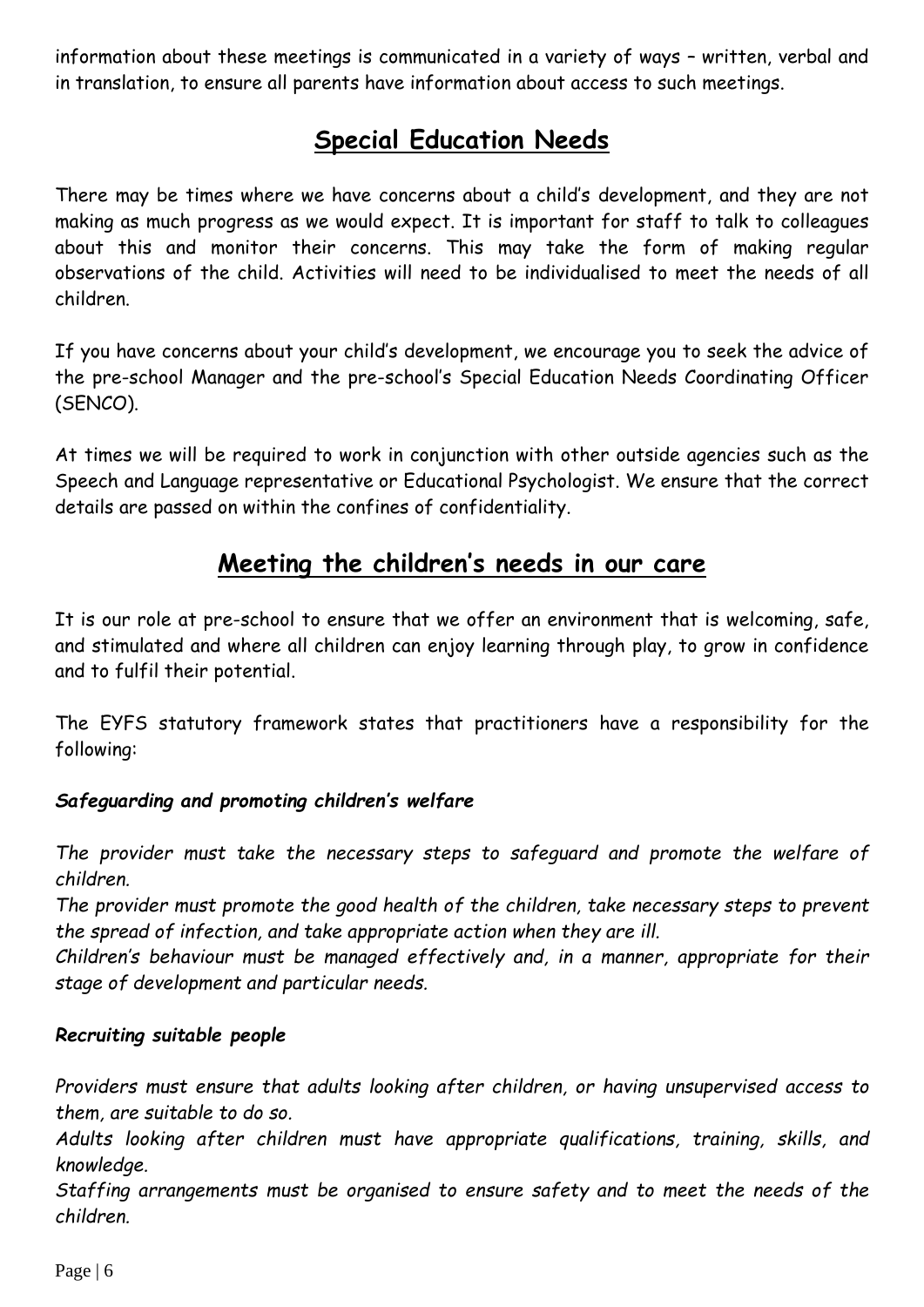information about these meetings is communicated in a variety of ways – written, verbal and in translation, to ensure all parents have information about access to such meetings.

## Special Education Needs

There may be times where we have concerns about a child's development, and they are not making as much progress as we would expect. It is important for staff to talk to colleagues about this and monitor their concerns. This may take the form of making regular observations of the child. Activities will need to be individualised to meet the needs of all children.

If you have concerns about your child's development, we encourage you to seek the advice of the pre-school Manager and the pre-school's Special Education Needs Coordinating Officer (SENCO).

At times we will be required to work in conjunction with other outside agencies such as the Speech and Language representative or Educational Psychologist. We ensure that the correct details are passed on within the confines of confidentiality.

## Meeting the children's needs in our care

It is our role at pre-school to ensure that we offer an environment that is welcoming, safe, and stimulated and where all children can enjoy learning through play, to grow in confidence and to fulfil their potential.

The EYFS statutory framework states that practitioners have a responsibility for the following:

***Safeguarding and promoting children's welfare***

*The provider must take the necessary steps to safeguard and promote the welfare of children.*
*The provider must promote the good health of the children, take necessary steps to prevent the spread of infection, and take appropriate action when they are ill.*
*Children's behaviour must be managed effectively and, in a manner, appropriate for their stage of development and particular needs.*

***Recruiting suitable people***

*Providers must ensure that adults looking after children, or having unsupervised access to them, are suitable to do so.*
*Adults looking after children must have appropriate qualifications, training, skills, and knowledge.*
*Staffing arrangements must be organised to ensure safety and to meet the needs of the children.*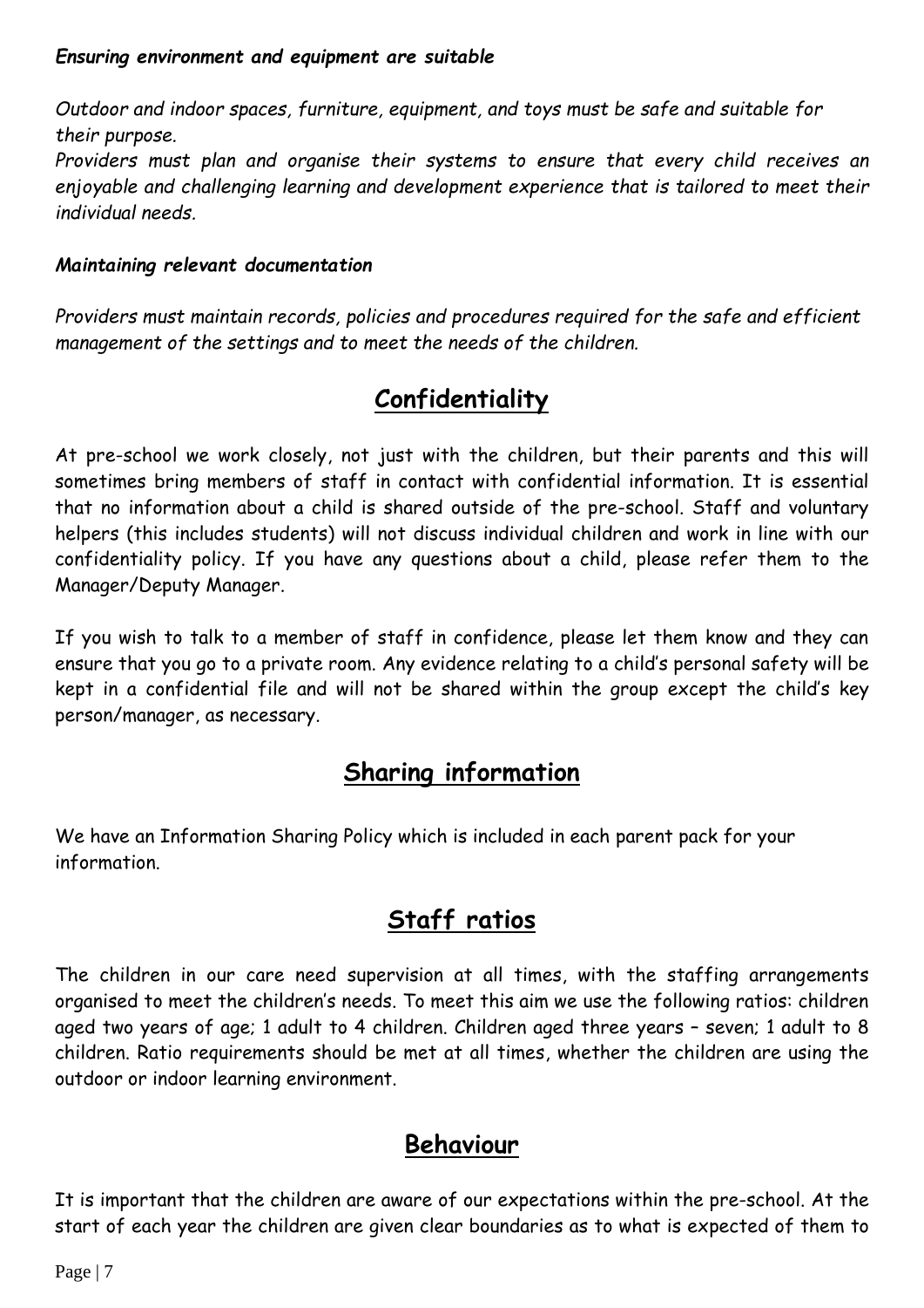***Ensuring environment and equipment are suitable***

*Outdoor and indoor spaces, furniture, equipment, and toys must be safe and suitable for their purpose.*

*Providers must plan and organise their systems to ensure that every child receives an enjoyable and challenging learning and development experience that is tailored to meet their individual needs.*

***Maintaining relevant documentation***

*Providers must maintain records, policies and procedures required for the safe and efficient management of the settings and to meet the needs of the children.*

## Confidentiality

At pre-school we work closely, not just with the children, but their parents and this will sometimes bring members of staff in contact with confidential information. It is essential that no information about a child is shared outside of the pre-school. Staff and voluntary helpers (this includes students) will not discuss individual children and work in line with our confidentiality policy. If you have any questions about a child, please refer them to the Manager/Deputy Manager.

If you wish to talk to a member of staff in confidence, please let them know and they can ensure that you go to a private room. Any evidence relating to a child's personal safety will be kept in a confidential file and will not be shared within the group except the child's key person/manager, as necessary.

## Sharing information

We have an Information Sharing Policy which is included in each parent pack for your information.

## Staff ratios

The children in our care need supervision at all times, with the staffing arrangements organised to meet the children's needs. To meet this aim we use the following ratios: children aged two years of age; 1 adult to 4 children. Children aged three years – seven; 1 adult to 8 children. Ratio requirements should be met at all times, whether the children are using the outdoor or indoor learning environment.

## Behaviour

It is important that the children are aware of our expectations within the pre-school. At the start of each year the children are given clear boundaries as to what is expected of them to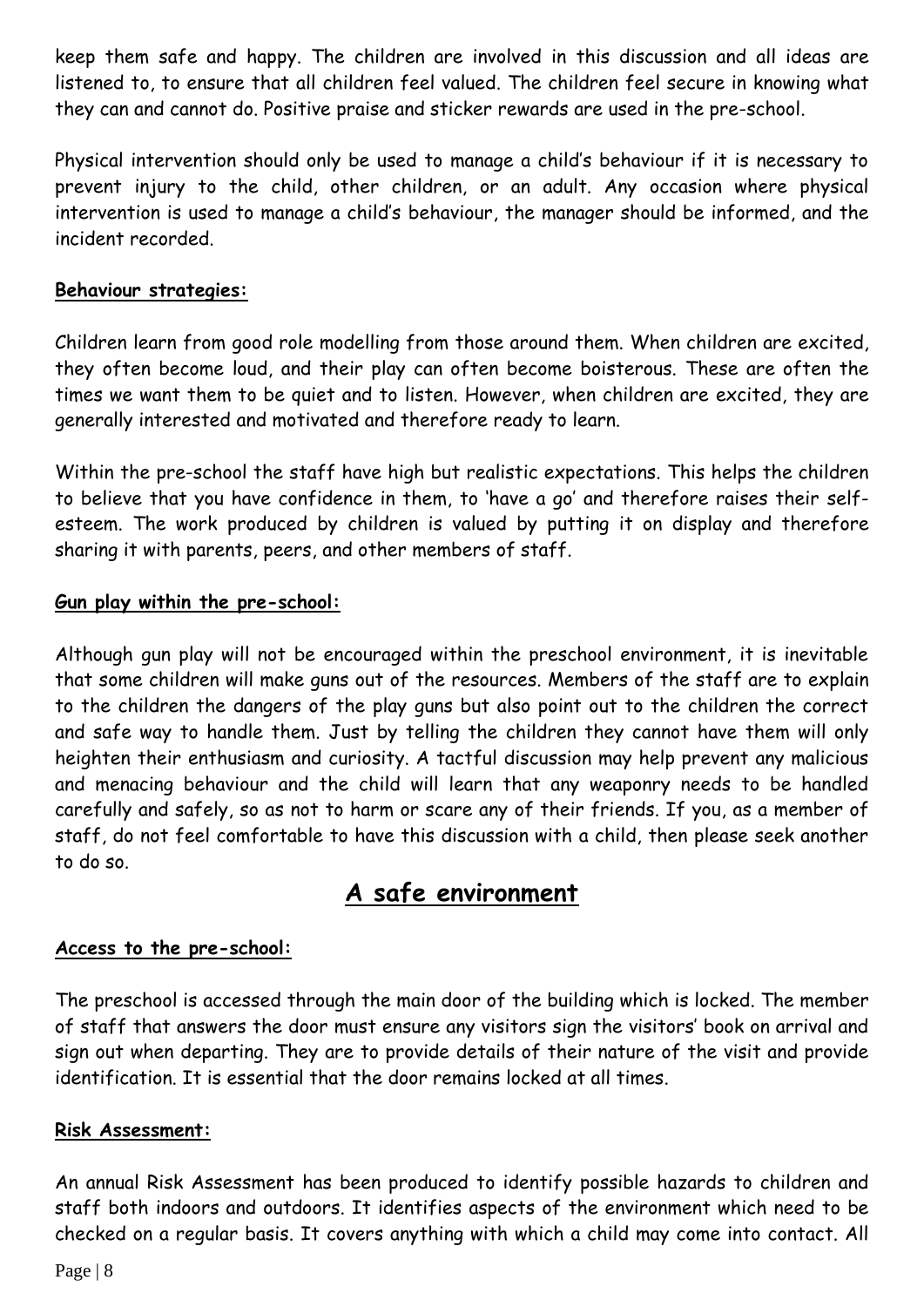keep them safe and happy. The children are involved in this discussion and all ideas are listened to, to ensure that all children feel valued. The children feel secure in knowing what they can and cannot do. Positive praise and sticker rewards are used in the pre-school.

Physical intervention should only be used to manage a child's behaviour if it is necessary to prevent injury to the child, other children, or an adult. Any occasion where physical intervention is used to manage a child's behaviour, the manager should be informed, and the incident recorded.

**Behaviour strategies:**

Children learn from good role modelling from those around them. When children are excited, they often become loud, and their play can often become boisterous. These are often the times we want them to be quiet and to listen. However, when children are excited, they are generally interested and motivated and therefore ready to learn.

Within the pre-school the staff have high but realistic expectations. This helps the children to believe that you have confidence in them, to 'have a go' and therefore raises their self-esteem. The work produced by children is valued by putting it on display and therefore sharing it with parents, peers, and other members of staff.

**Gun play within the pre-school:**

Although gun play will not be encouraged within the preschool environment, it is inevitable that some children will make guns out of the resources. Members of the staff are to explain to the children the dangers of the play guns but also point out to the children the correct and safe way to handle them. Just by telling the children they cannot have them will only heighten their enthusiasm and curiosity. A tactful discussion may help prevent any malicious and menacing behaviour and the child will learn that any weaponry needs to be handled carefully and safely, so as not to harm or scare any of their friends. If you, as a member of staff, do not feel comfortable to have this discussion with a child, then please seek another to do so.

## A safe environment

**Access to the pre-school:**

The preschool is accessed through the main door of the building which is locked. The member of staff that answers the door must ensure any visitors sign the visitors' book on arrival and sign out when departing. They are to provide details of their nature of the visit and provide identification. It is essential that the door remains locked at all times.

**Risk Assessment:**

An annual Risk Assessment has been produced to identify possible hazards to children and staff both indoors and outdoors. It identifies aspects of the environment which need to be checked on a regular basis. It covers anything with which a child may come into contact. All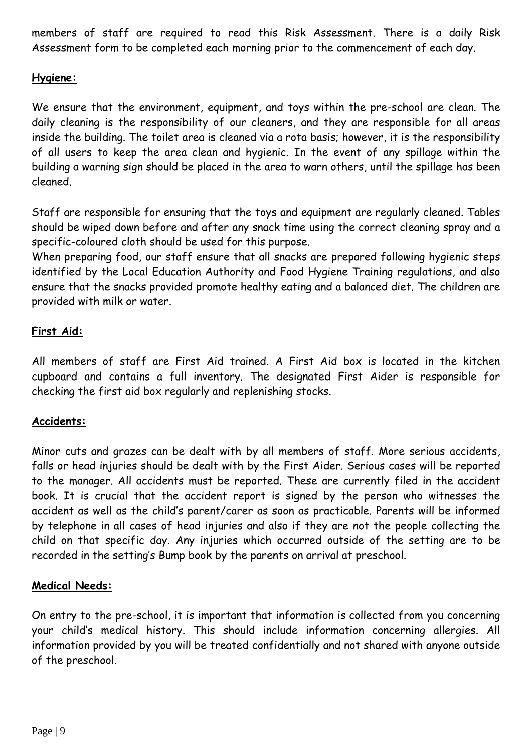members of staff are required to read this Risk Assessment. There is a daily Risk Assessment form to be completed each morning prior to the commencement of each day.

**Hygiene:**

We ensure that the environment, equipment, and toys within the pre-school are clean. The daily cleaning is the responsibility of our cleaners, and they are responsible for all areas inside the building. The toilet area is cleaned via a rota basis; however, it is the responsibility of all users to keep the area clean and hygienic. In the event of any spillage within the building a warning sign should be placed in the area to warn others, until the spillage has been cleaned.

Staff are responsible for ensuring that the toys and equipment are regularly cleaned. Tables should be wiped down before and after any snack time using the correct cleaning spray and a specific-coloured cloth should be used for this purpose.
When preparing food, our staff ensure that all snacks are prepared following hygienic steps identified by the Local Education Authority and Food Hygiene Training regulations, and also ensure that the snacks provided promote healthy eating and a balanced diet. The children are provided with milk or water.

**First Aid:**

All members of staff are First Aid trained. A First Aid box is located in the kitchen cupboard and contains a full inventory. The designated First Aider is responsible for checking the first aid box regularly and replenishing stocks.

**Accidents:**

Minor cuts and grazes can be dealt with by all members of staff. More serious accidents, falls or head injuries should be dealt with by the First Aider. Serious cases will be reported to the manager. All accidents must be reported. These are currently filed in the accident book. It is crucial that the accident report is signed by the person who witnesses the accident as well as the child's parent/carer as soon as practicable. Parents will be informed by telephone in all cases of head injuries and also if they are not the people collecting the child on that specific day. Any injuries which occurred outside of the setting are to be recorded in the setting's Bump book by the parents on arrival at preschool.

**Medical Needs:**

On entry to the pre-school, it is important that information is collected from you concerning your child's medical history. This should include information concerning allergies. All information provided by you will be treated confidentially and not shared with anyone outside of the preschool.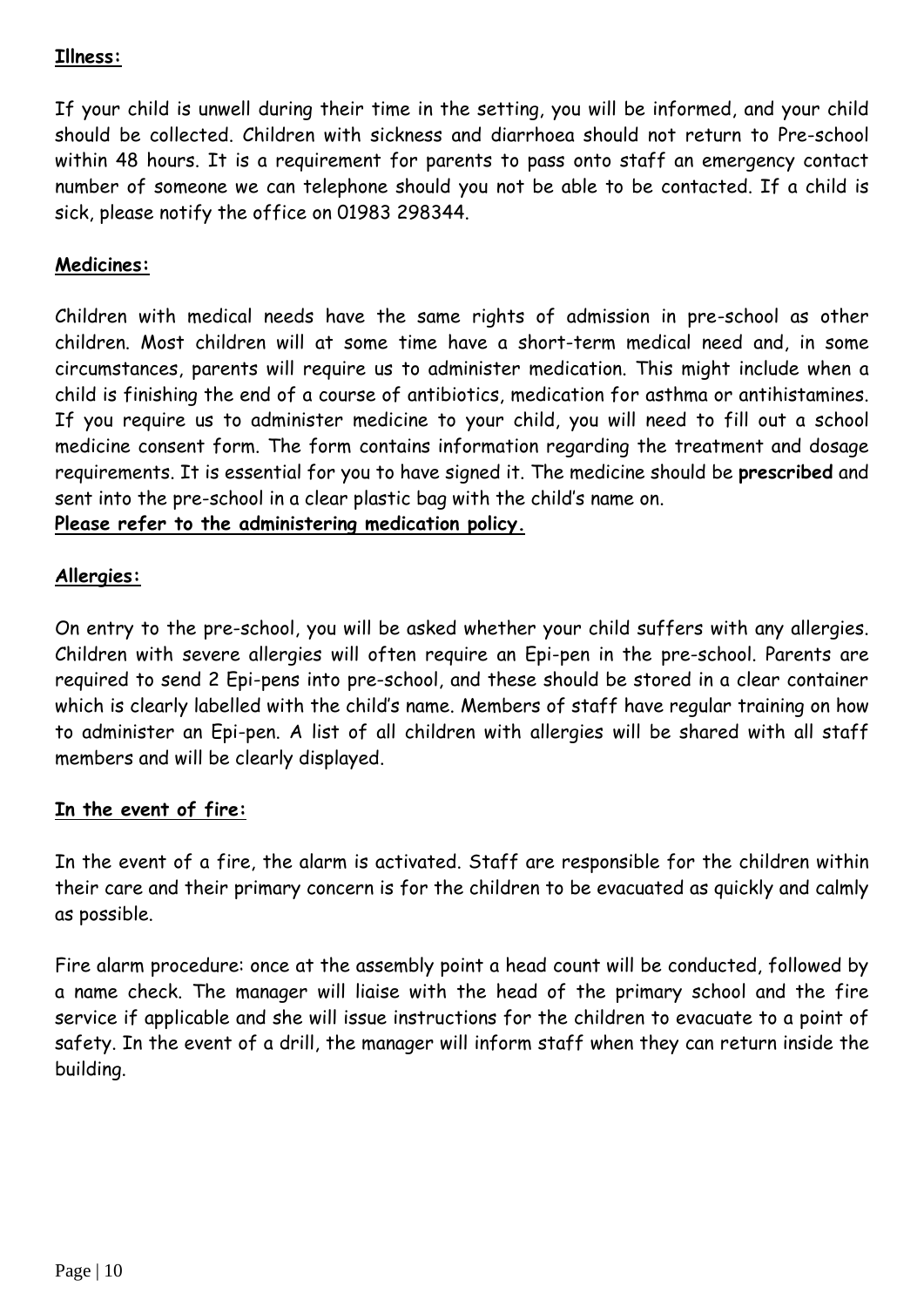**Illness:**

If your child is unwell during their time in the setting, you will be informed, and your child should be collected. Children with sickness and diarrhoea should not return to Pre-school within 48 hours. It is a requirement for parents to pass onto staff an emergency contact number of someone we can telephone should you not be able to be contacted. If a child is sick, please notify the office on 01983 298344.

**Medicines:**

Children with medical needs have the same rights of admission in pre-school as other children. Most children will at some time have a short-term medical need and, in some circumstances, parents will require us to administer medication. This might include when a child is finishing the end of a course of antibiotics, medication for asthma or antihistamines. If you require us to administer medicine to your child, you will need to fill out a school medicine consent form. The form contains information regarding the treatment and dosage requirements. It is essential for you to have signed it. The medicine should be **prescribed** and sent into the pre-school in a clear plastic bag with the child's name on.

**Please refer to the administering medication policy.**

**Allergies:**

On entry to the pre-school, you will be asked whether your child suffers with any allergies. Children with severe allergies will often require an Epi-pen in the pre-school. Parents are required to send 2 Epi-pens into pre-school, and these should be stored in a clear container which is clearly labelled with the child's name. Members of staff have regular training on how to administer an Epi-pen. A list of all children with allergies will be shared with all staff members and will be clearly displayed.

**In the event of fire:**

In the event of a fire, the alarm is activated. Staff are responsible for the children within their care and their primary concern is for the children to be evacuated as quickly and calmly as possible.

Fire alarm procedure: once at the assembly point a head count will be conducted, followed by a name check. The manager will liaise with the head of the primary school and the fire service if applicable and she will issue instructions for the children to evacuate to a point of safety. In the event of a drill, the manager will inform staff when they can return inside the building.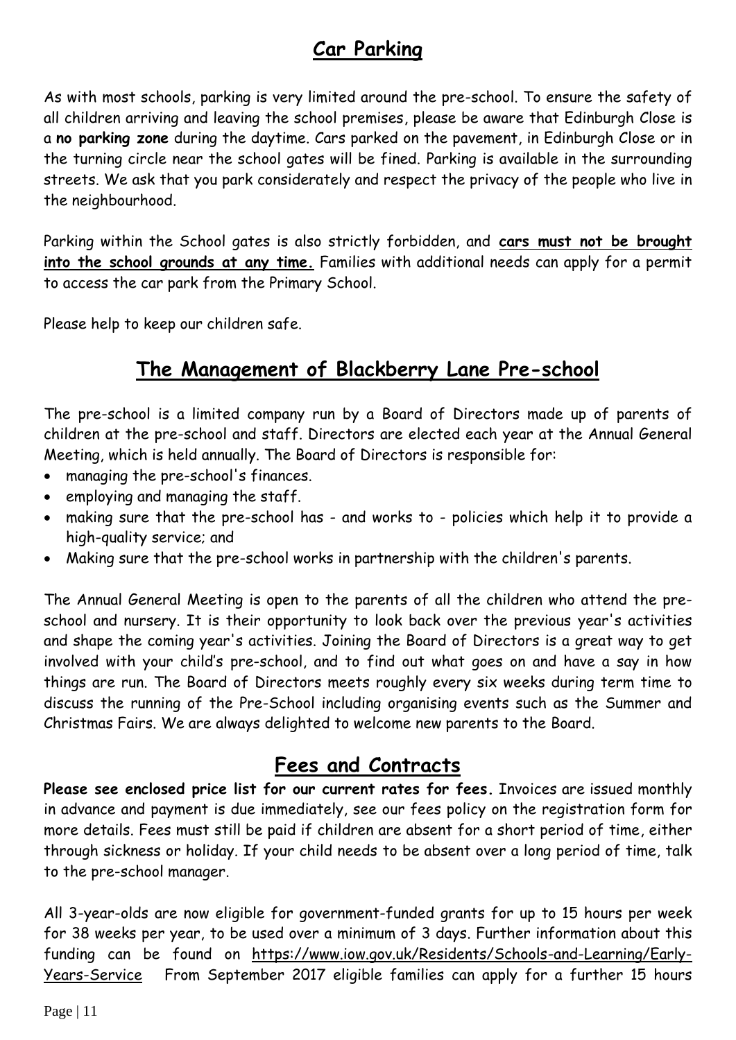## Car Parking

As with most schools, parking is very limited around the pre-school. To ensure the safety of all children arriving and leaving the school premises, please be aware that Edinburgh Close is a **no parking zone** during the daytime. Cars parked on the pavement, in Edinburgh Close or in the turning circle near the school gates will be fined. Parking is available in the surrounding streets. We ask that you park considerately and respect the privacy of the people who live in the neighbourhood.

Parking within the School gates is also strictly forbidden, and **cars must not be brought into the school grounds at any time.** Families with additional needs can apply for a permit to access the car park from the Primary School.

Please help to keep our children safe.

## The Management of Blackberry Lane Pre-school

The pre-school is a limited company run by a Board of Directors made up of parents of children at the pre-school and staff. Directors are elected each year at the Annual General Meeting, which is held annually. The Board of Directors is responsible for:

- managing the pre-school's finances.
- employing and managing the staff.
- making sure that the pre-school has - and works to - policies which help it to provide a high-quality service; and
- Making sure that the pre-school works in partnership with the children's parents.

The Annual General Meeting is open to the parents of all the children who attend the pre-school and nursery. It is their opportunity to look back over the previous year's activities and shape the coming year's activities. Joining the Board of Directors is a great way to get involved with your child's pre-school, and to find out what goes on and have a say in how things are run. The Board of Directors meets roughly every six weeks during term time to discuss the running of the Pre-School including organising events such as the Summer and Christmas Fairs. We are always delighted to welcome new parents to the Board.

## Fees and Contracts

**Please see enclosed price list for our current rates for fees.** Invoices are issued monthly in advance and payment is due immediately, see our fees policy on the registration form for more details. Fees must still be paid if children are absent for a short period of time, either through sickness or holiday. If your child needs to be absent over a long period of time, talk to the pre-school manager.

All 3-year-olds are now eligible for government-funded grants for up to 15 hours per week for 38 weeks per year, to be used over a minimum of 3 days. Further information about this funding can be found on https://www.iow.gov.uk/Residents/Schools-and-Learning/Early-Years-Service From September 2017 eligible families can apply for a further 15 hours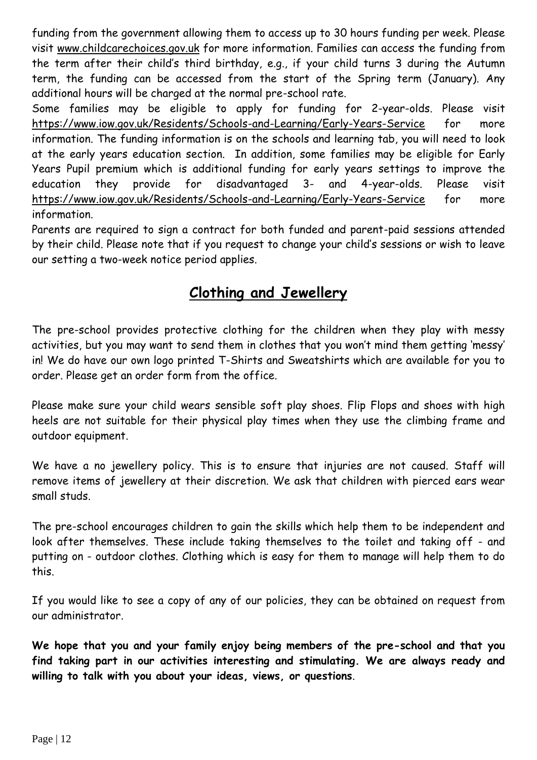funding from the government allowing them to access up to 30 hours funding per week. Please visit www.childcarechoices.gov.uk for more information. Families can access the funding from the term after their child's third birthday, e.g., if your child turns 3 during the Autumn term, the funding can be accessed from the start of the Spring term (January). Any additional hours will be charged at the normal pre-school rate.

Some families may be eligible to apply for funding for 2-year-olds. Please visit https://www.iow.gov.uk/Residents/Schools-and-Learning/Early-Years-Service for more information. The funding information is on the schools and learning tab, you will need to look at the early years education section. In addition, some families may be eligible for Early Years Pupil premium which is additional funding for early years settings to improve the education they provide for disadvantaged 3- and 4-year-olds. Please visit https://www.iow.gov.uk/Residents/Schools-and-Learning/Early-Years-Service for more information.

Parents are required to sign a contract for both funded and parent-paid sessions attended by their child. Please note that if you request to change your child's sessions or wish to leave our setting a two-week notice period applies.

## Clothing and Jewellery

The pre-school provides protective clothing for the children when they play with messy activities, but you may want to send them in clothes that you won't mind them getting 'messy' in! We do have our own logo printed T-Shirts and Sweatshirts which are available for you to order. Please get an order form from the office.

Please make sure your child wears sensible soft play shoes. Flip Flops and shoes with high heels are not suitable for their physical play times when they use the climbing frame and outdoor equipment.

We have a no jewellery policy. This is to ensure that injuries are not caused. Staff will remove items of jewellery at their discretion. We ask that children with pierced ears wear small studs.

The pre-school encourages children to gain the skills which help them to be independent and look after themselves. These include taking themselves to the toilet and taking off - and putting on - outdoor clothes. Clothing which is easy for them to manage will help them to do this.

If you would like to see a copy of any of our policies, they can be obtained on request from our administrator.

**We hope that you and your family enjoy being members of the pre-school and that you find taking part in our activities interesting and stimulating. We are always ready and willing to talk with you about your ideas, views, or questions**.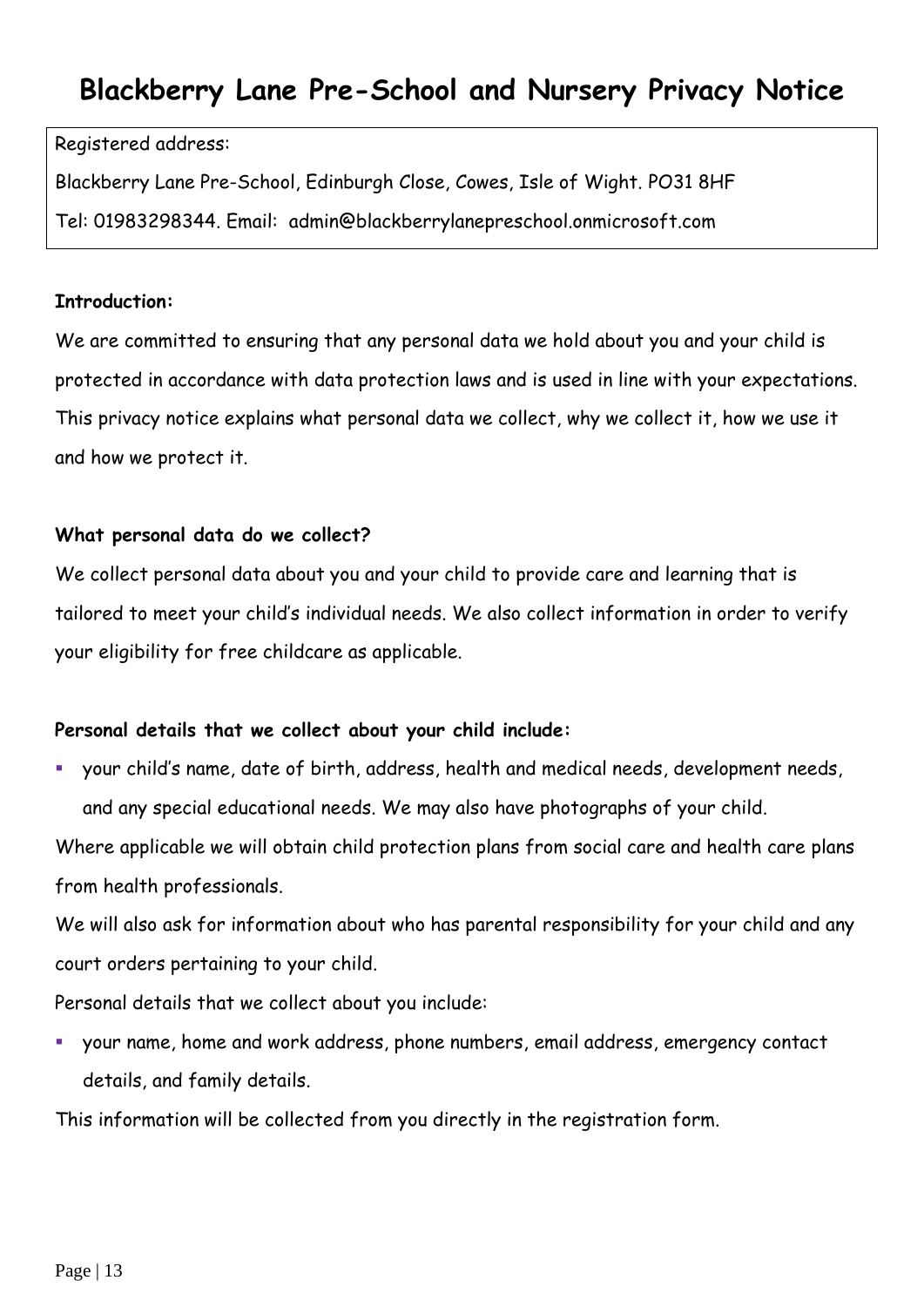# Blackberry Lane Pre-School and Nursery Privacy Notice

Registered address:

Blackberry Lane Pre-School, Edinburgh Close, Cowes, Isle of Wight. PO31 8HF

Tel: 01983298344. Email: admin@blackberrylanepreschool.onmicrosoft.com

**Introduction:**

We are committed to ensuring that any personal data we hold about you and your child is protected in accordance with data protection laws and is used in line with your expectations. This privacy notice explains what personal data we collect, why we collect it, how we use it and how we protect it.

**What personal data do we collect?**

We collect personal data about you and your child to provide care and learning that is tailored to meet your child's individual needs. We also collect information in order to verify your eligibility for free childcare as applicable.

**Personal details that we collect about your child include:**

- your child's name, date of birth, address, health and medical needs, development needs, and any special educational needs. We may also have photographs of your child.

Where applicable we will obtain child protection plans from social care and health care plans from health professionals.

We will also ask for information about who has parental responsibility for your child and any court orders pertaining to your child.

Personal details that we collect about you include:

- your name, home and work address, phone numbers, email address, emergency contact details, and family details.

This information will be collected from you directly in the registration form.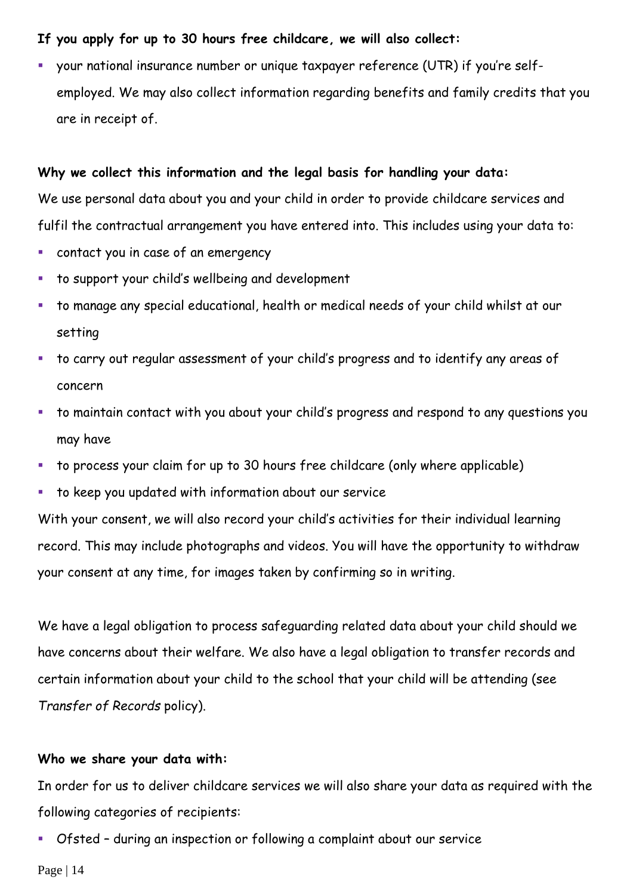**If you apply for up to 30 hours free childcare, we will also collect:**

- your national insurance number or unique taxpayer reference (UTR) if you're self-employed. We may also collect information regarding benefits and family credits that you are in receipt of.

**Why we collect this information and the legal basis for handling your data:**

We use personal data about you and your child in order to provide childcare services and fulfil the contractual arrangement you have entered into. This includes using your data to:

- contact you in case of an emergency
- to support your child's wellbeing and development
- to manage any special educational, health or medical needs of your child whilst at our setting
- to carry out regular assessment of your child's progress and to identify any areas of concern
- to maintain contact with you about your child's progress and respond to any questions you may have
- to process your claim for up to 30 hours free childcare (only where applicable)
- to keep you updated with information about our service

With your consent, we will also record your child's activities for their individual learning record. This may include photographs and videos. You will have the opportunity to withdraw your consent at any time, for images taken by confirming so in writing.

We have a legal obligation to process safeguarding related data about your child should we have concerns about their welfare. We also have a legal obligation to transfer records and certain information about your child to the school that your child will be attending (see *Transfer of Records* policy).

**Who we share your data with:**

In order for us to deliver childcare services we will also share your data as required with the following categories of recipients:

- Ofsted – during an inspection or following a complaint about our service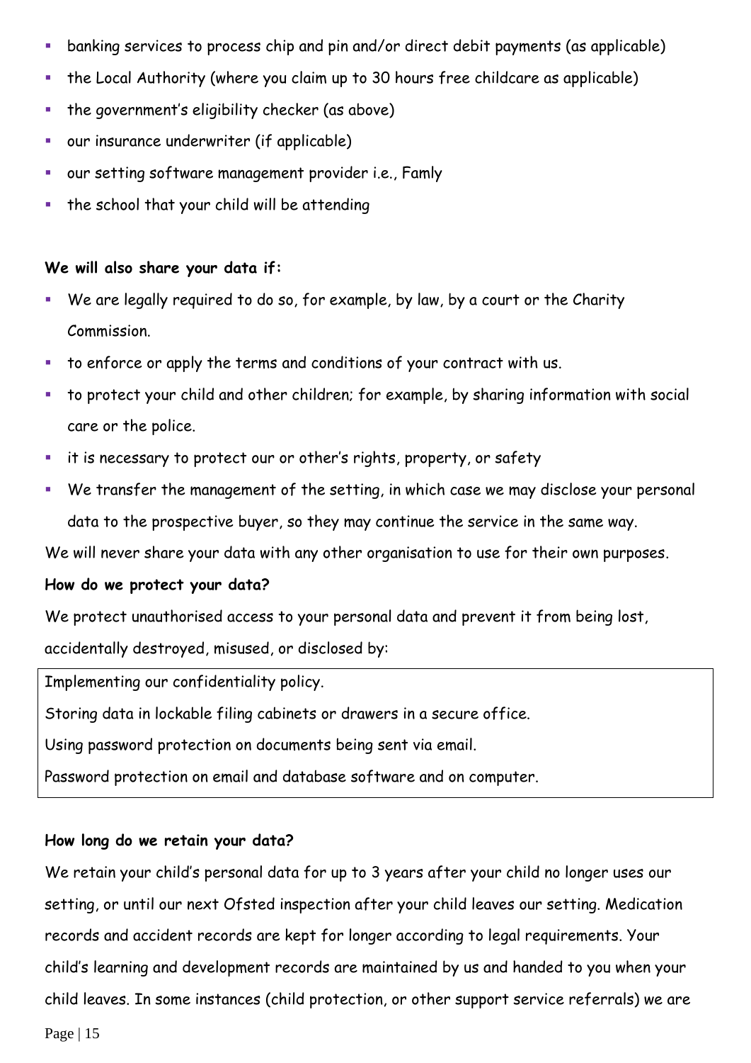- banking services to process chip and pin and/or direct debit payments (as applicable)
- the Local Authority (where you claim up to 30 hours free childcare as applicable)
- the government's eligibility checker (as above)
- our insurance underwriter (if applicable)
- our setting software management provider i.e., Famly
- the school that your child will be attending

**We will also share your data if:**

- We are legally required to do so, for example, by law, by a court or the Charity Commission.
- to enforce or apply the terms and conditions of your contract with us.
- to protect your child and other children; for example, by sharing information with social care or the police.
- it is necessary to protect our or other's rights, property, or safety
- We transfer the management of the setting, in which case we may disclose your personal data to the prospective buyer, so they may continue the service in the same way.

We will never share your data with any other organisation to use for their own purposes.

**How do we protect your data?**

We protect unauthorised access to your personal data and prevent it from being lost, accidentally destroyed, misused, or disclosed by:

Implementing our confidentiality policy.

Storing data in lockable filing cabinets or drawers in a secure office.

Using password protection on documents being sent via email.

Password protection on email and database software and on computer.

**How long do we retain your data?**

We retain your child's personal data for up to 3 years after your child no longer uses our setting, or until our next Ofsted inspection after your child leaves our setting. Medication records and accident records are kept for longer according to legal requirements. Your child's learning and development records are maintained by us and handed to you when your child leaves. In some instances (child protection, or other support service referrals) we are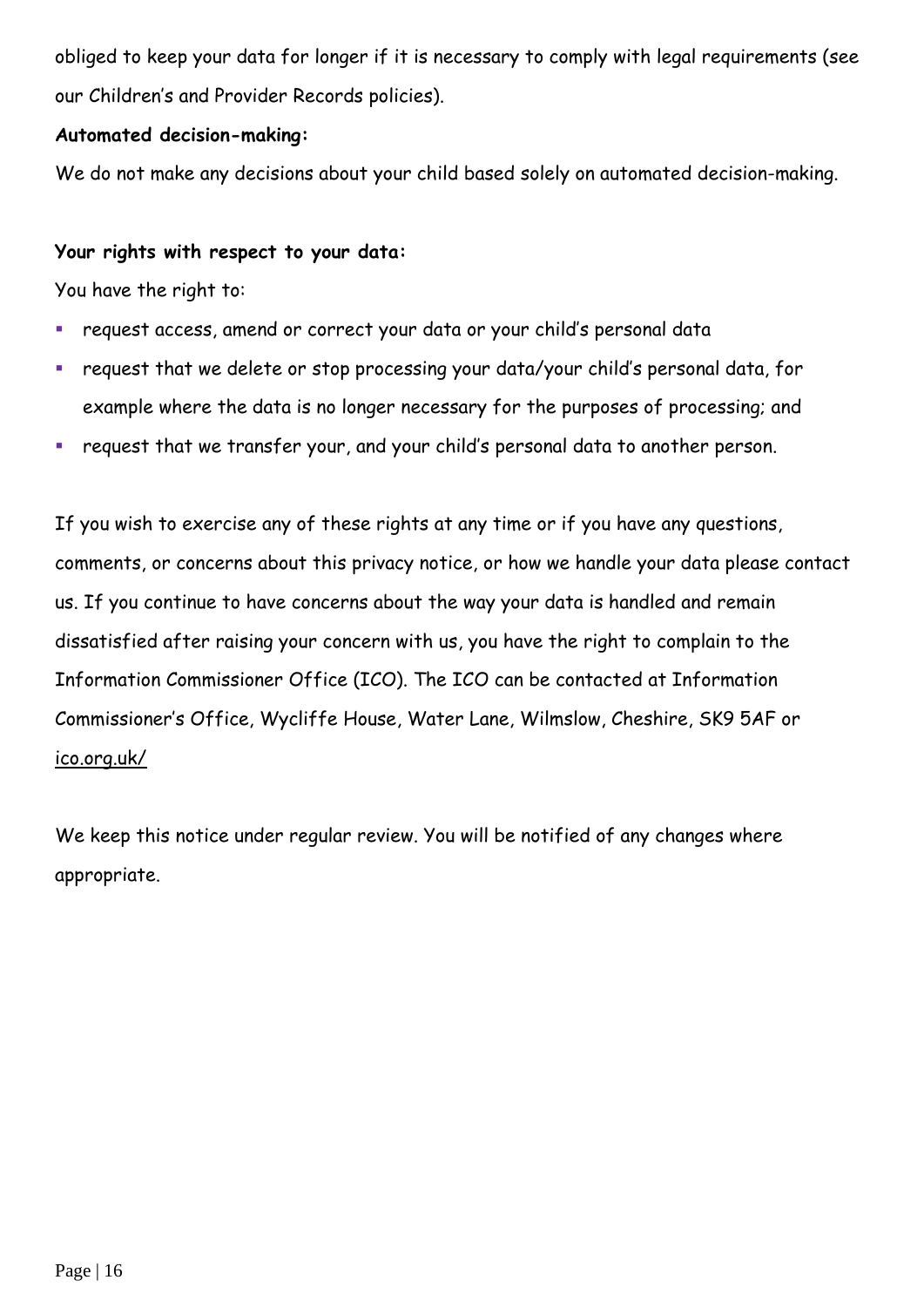obliged to keep your data for longer if it is necessary to comply with legal requirements (see our Children's and Provider Records policies).

**Automated decision-making:**

We do not make any decisions about your child based solely on automated decision-making.

**Your rights with respect to your data:**

You have the right to:

- request access, amend or correct your data or your child's personal data
- request that we delete or stop processing your data/your child's personal data, for example where the data is no longer necessary for the purposes of processing; and
- request that we transfer your, and your child's personal data to another person.

If you wish to exercise any of these rights at any time or if you have any questions, comments, or concerns about this privacy notice, or how we handle your data please contact us. If you continue to have concerns about the way your data is handled and remain dissatisfied after raising your concern with us, you have the right to complain to the Information Commissioner Office (ICO). The ICO can be contacted at Information Commissioner's Office, Wycliffe House, Water Lane, Wilmslow, Cheshire, SK9 5AF or ico.org.uk/

We keep this notice under regular review. You will be notified of any changes where appropriate.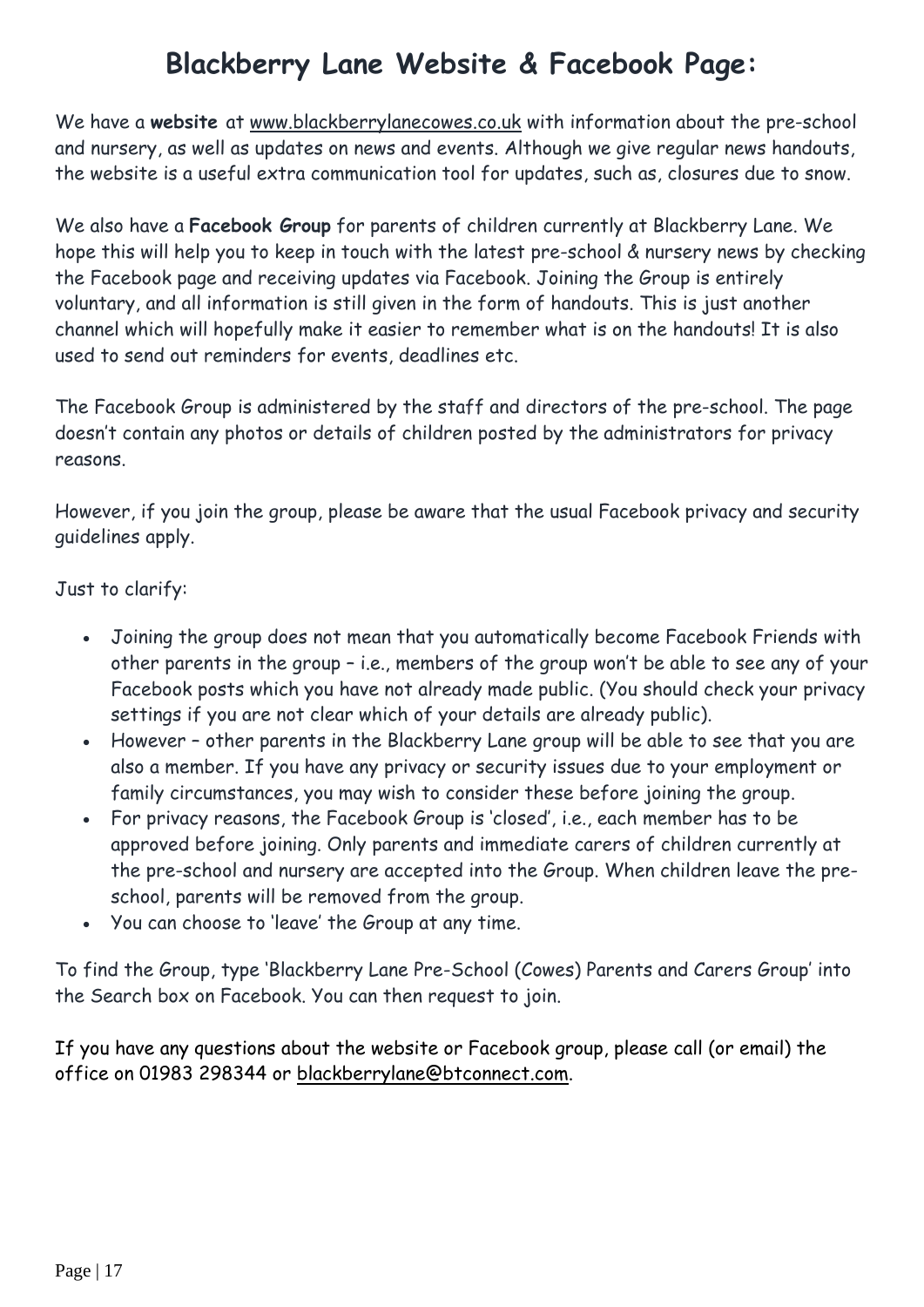# Blackberry Lane Website & Facebook Page:

We have a **website** at www.blackberrylanecowes.co.uk with information about the pre-school and nursery, as well as updates on news and events. Although we give regular news handouts, the website is a useful extra communication tool for updates, such as, closures due to snow.

We also have a **Facebook Group** for parents of children currently at Blackberry Lane. We hope this will help you to keep in touch with the latest pre-school & nursery news by checking the Facebook page and receiving updates via Facebook. Joining the Group is entirely voluntary, and all information is still given in the form of handouts. This is just another channel which will hopefully make it easier to remember what is on the handouts! It is also used to send out reminders for events, deadlines etc.

The Facebook Group is administered by the staff and directors of the pre-school. The page doesn't contain any photos or details of children posted by the administrators for privacy reasons.

However, if you join the group, please be aware that the usual Facebook privacy and security guidelines apply.

Just to clarify:

- Joining the group does not mean that you automatically become Facebook Friends with other parents in the group – i.e., members of the group won't be able to see any of your Facebook posts which you have not already made public. (You should check your privacy settings if you are not clear which of your details are already public).
- However – other parents in the Blackberry Lane group will be able to see that you are also a member. If you have any privacy or security issues due to your employment or family circumstances, you may wish to consider these before joining the group.
- For privacy reasons, the Facebook Group is 'closed', i.e., each member has to be approved before joining. Only parents and immediate carers of children currently at the pre-school and nursery are accepted into the Group. When children leave the pre-school, parents will be removed from the group.
- You can choose to 'leave' the Group at any time.

To find the Group, type 'Blackberry Lane Pre-School (Cowes) Parents and Carers Group' into the Search box on Facebook. You can then request to join.

If you have any questions about the website or Facebook group, please call (or email) the office on 01983 298344 or blackberrylane@btconnect.com.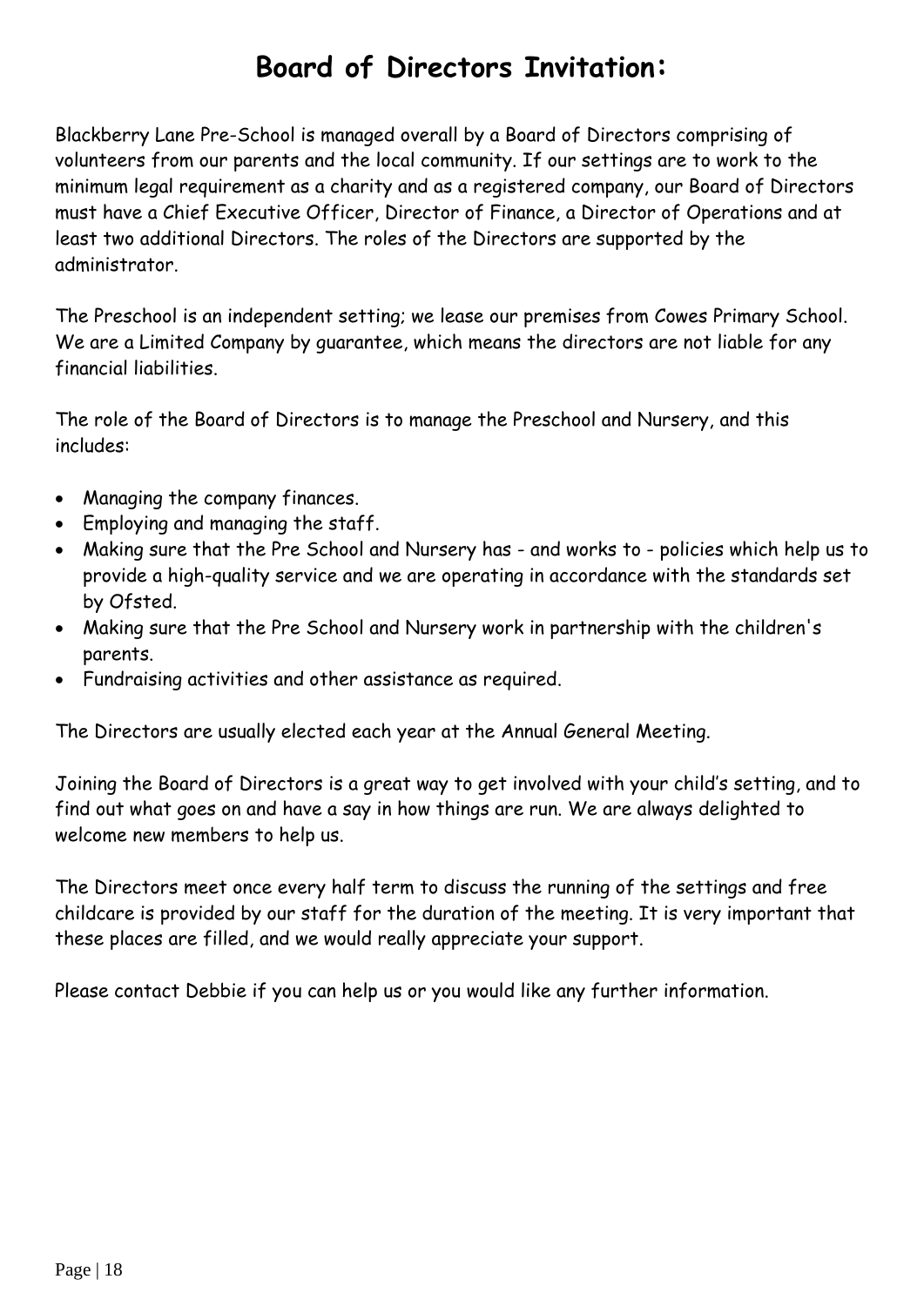# Board of Directors Invitation:

Blackberry Lane Pre-School is managed overall by a Board of Directors comprising of volunteers from our parents and the local community. If our settings are to work to the minimum legal requirement as a charity and as a registered company, our Board of Directors must have a Chief Executive Officer, Director of Finance, a Director of Operations and at least two additional Directors. The roles of the Directors are supported by the administrator.

The Preschool is an independent setting; we lease our premises from Cowes Primary School. We are a Limited Company by guarantee, which means the directors are not liable for any financial liabilities.

The role of the Board of Directors is to manage the Preschool and Nursery, and this includes:

- Managing the company finances.
- Employing and managing the staff.
- Making sure that the Pre School and Nursery has - and works to - policies which help us to provide a high-quality service and we are operating in accordance with the standards set by Ofsted.
- Making sure that the Pre School and Nursery work in partnership with the children's parents.
- Fundraising activities and other assistance as required.

The Directors are usually elected each year at the Annual General Meeting.

Joining the Board of Directors is a great way to get involved with your child's setting, and to find out what goes on and have a say in how things are run. We are always delighted to welcome new members to help us.

The Directors meet once every half term to discuss the running of the settings and free childcare is provided by our staff for the duration of the meeting. It is very important that these places are filled, and we would really appreciate your support.

Please contact Debbie if you can help us or you would like any further information.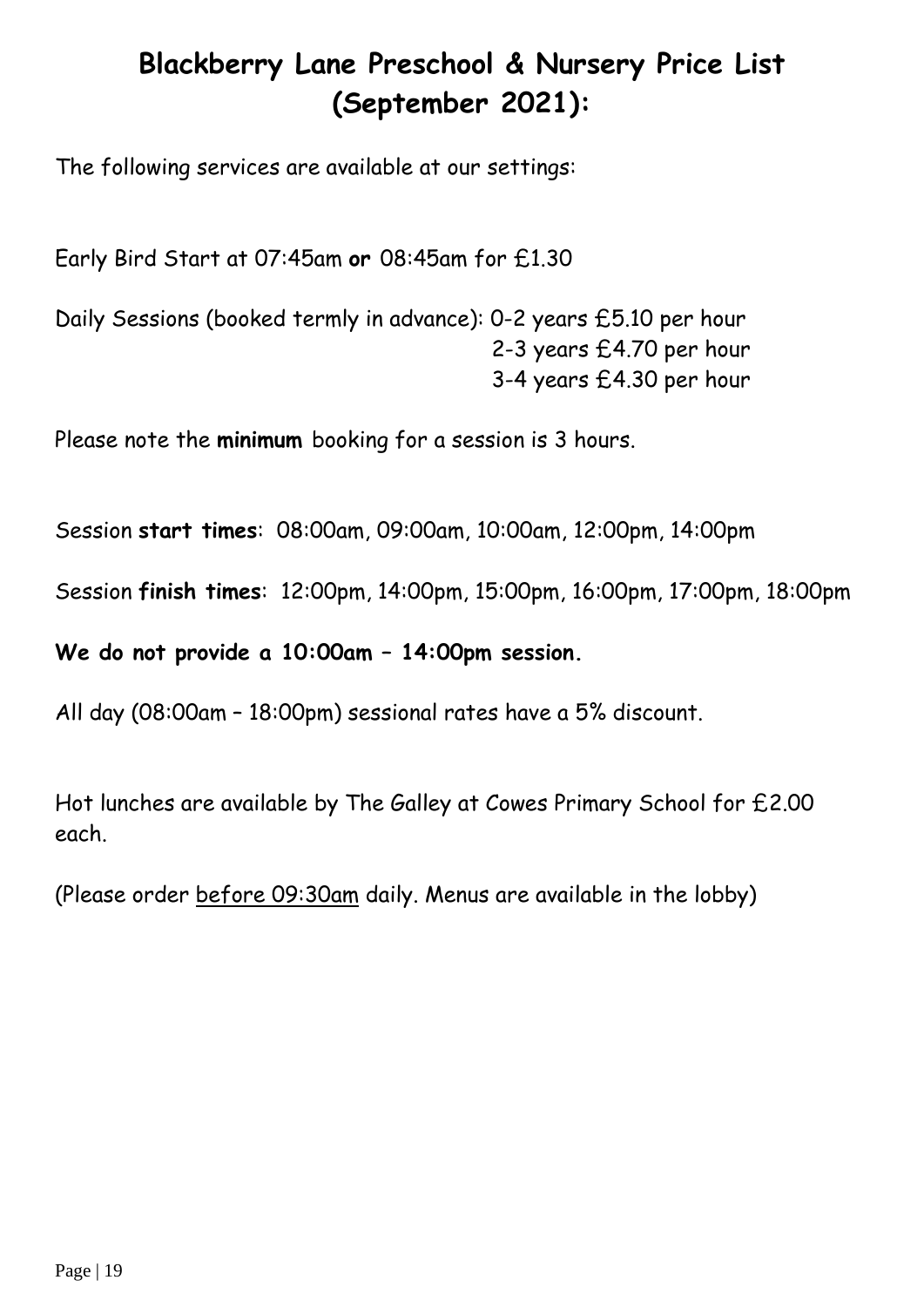# Blackberry Lane Preschool & Nursery Price List (September 2021):

The following services are available at our settings:

Early Bird Start at 07:45am **or** 08:45am for £1.30

Daily Sessions (booked termly in advance): 0-2 years £5.10 per hour
2-3 years £4.70 per hour
3-4 years £4.30 per hour

Please note the **minimum** booking for a session is 3 hours.

Session **start times**: 08:00am, 09:00am, 10:00am, 12:00pm, 14:00pm

Session **finish times**: 12:00pm, 14:00pm, 15:00pm, 16:00pm, 17:00pm, 18:00pm

**We do not provide a 10:00am – 14:00pm session.**

All day (08:00am – 18:00pm) sessional rates have a 5% discount.

Hot lunches are available by The Galley at Cowes Primary School for £2.00 each.

(Please order before 09:30am daily. Menus are available in the lobby)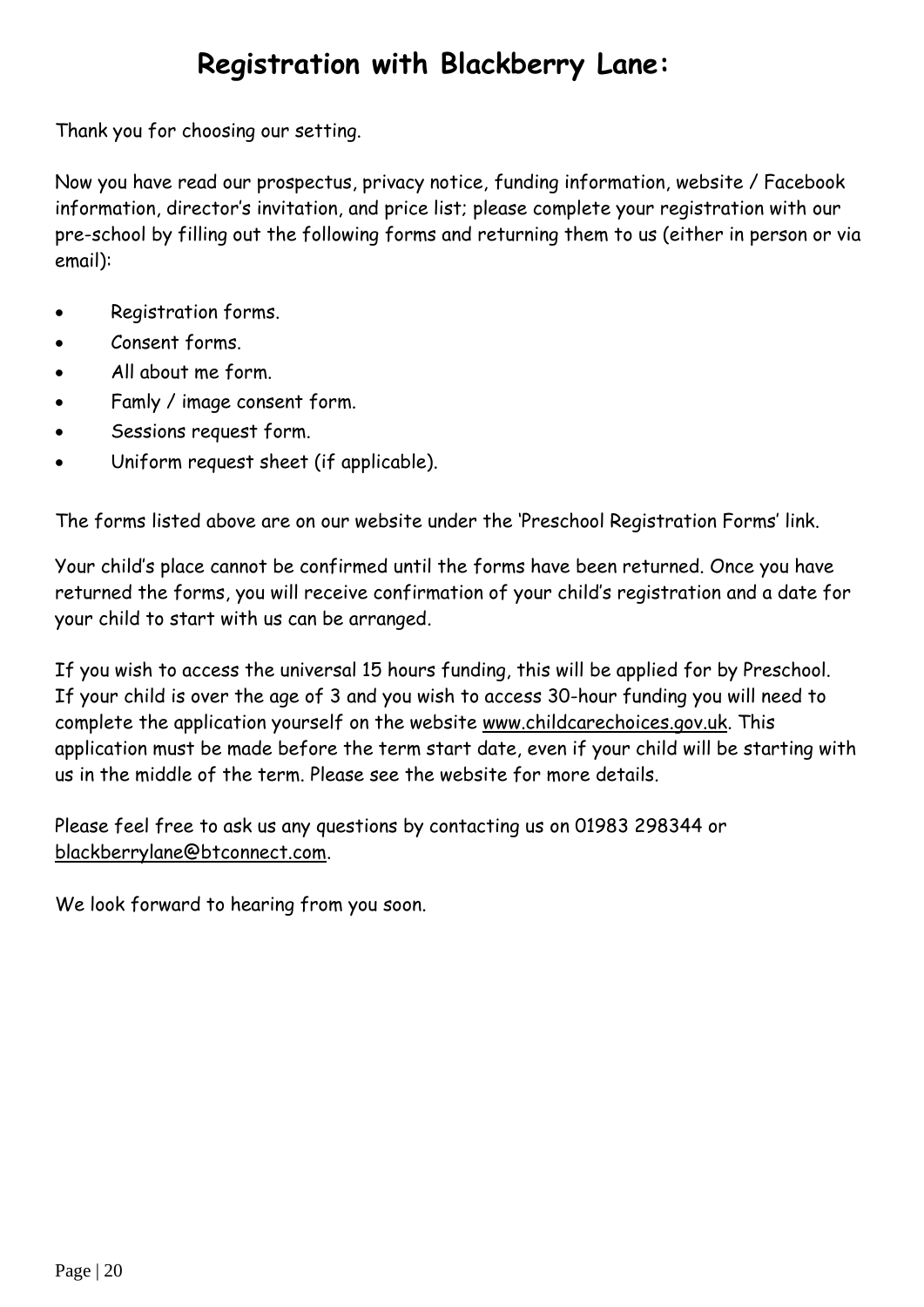# Registration with Blackberry Lane:

Thank you for choosing our setting.

Now you have read our prospectus, privacy notice, funding information, website / Facebook information, director's invitation, and price list; please complete your registration with our pre-school by filling out the following forms and returning them to us (either in person or via email):

- Registration forms.
- Consent forms.
- All about me form.
- Famly / image consent form.
- Sessions request form.
- Uniform request sheet (if applicable).

The forms listed above are on our website under the 'Preschool Registration Forms' link.

Your child's place cannot be confirmed until the forms have been returned. Once you have returned the forms, you will receive confirmation of your child's registration and a date for your child to start with us can be arranged.

If you wish to access the universal 15 hours funding, this will be applied for by Preschool. If your child is over the age of 3 and you wish to access 30-hour funding you will need to complete the application yourself on the website www.childcarechoices.gov.uk. This application must be made before the term start date, even if your child will be starting with us in the middle of the term. Please see the website for more details.

Please feel free to ask us any questions by contacting us on 01983 298344 or blackberrylane@btconnect.com.

We look forward to hearing from you soon.